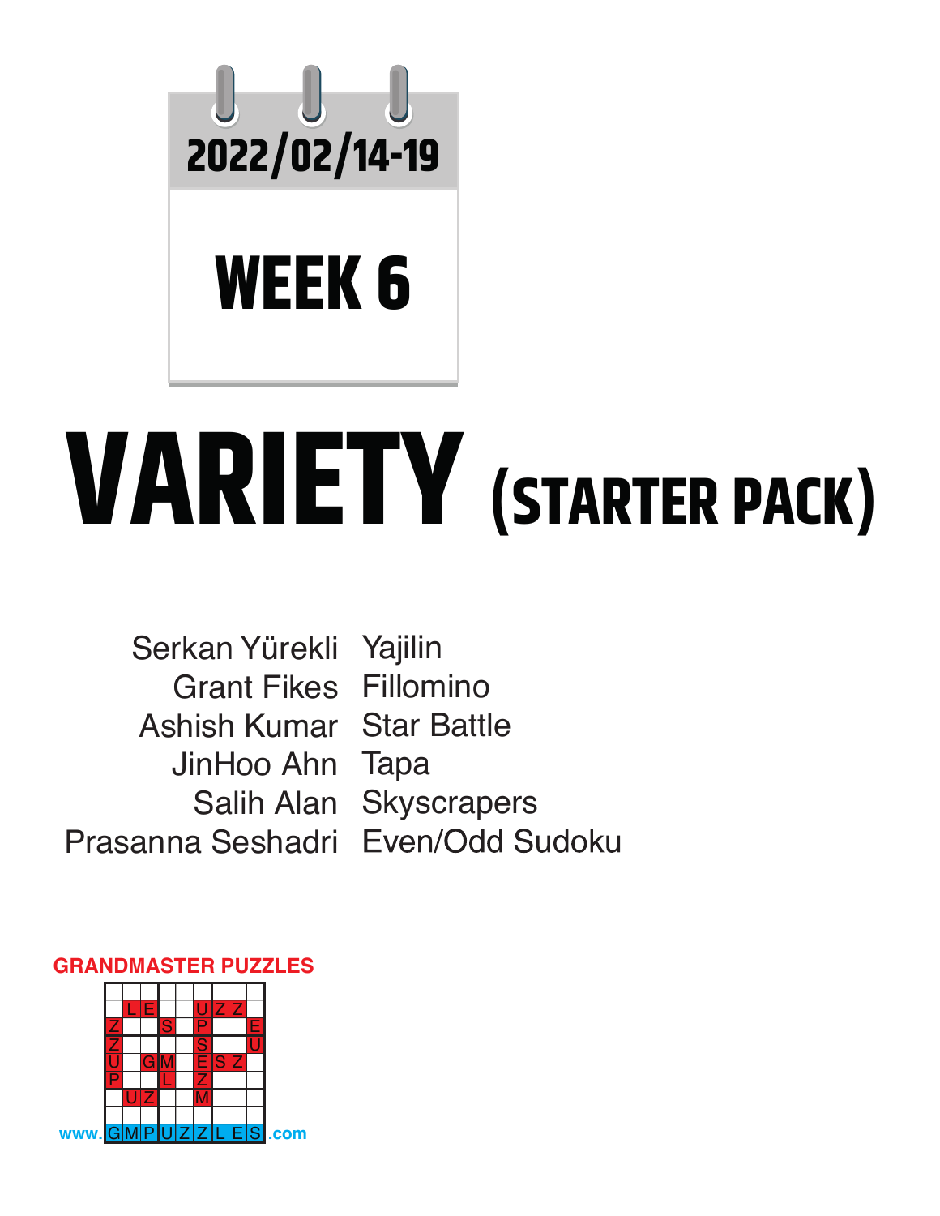2022/02/14-19

# WEEK 6

# VARIETY (STARTER PACK)

| | |
|---|---|
| Serkan Yürekli | Yajilin |
| Grant Fikes | Fillomino |
| Ashish Kumar | Star Battle |
| JinHoo Ahn | Tapa |
| Salih Alan | Skyscrapers |
| Prasanna Seshadri | Even/Odd Sudoku |

GRANDMASTER PUZZLES

www.GMPUZZLES.com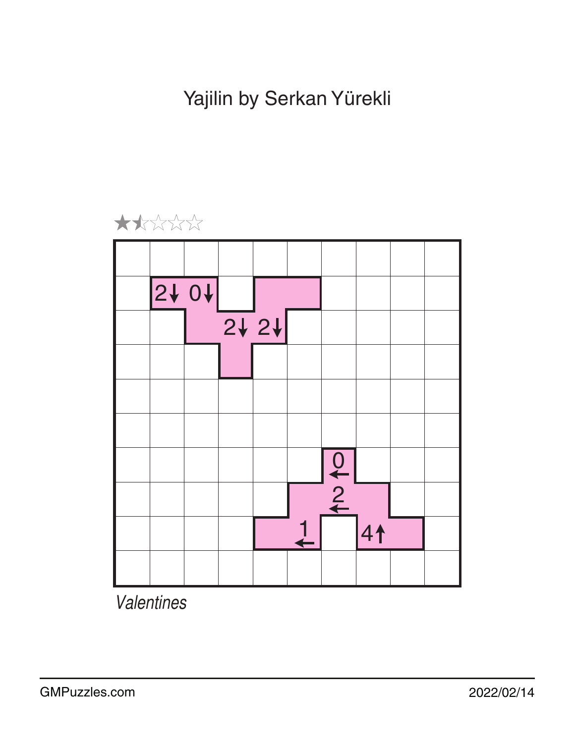# Yajilin by Serkan Yürekli

★½☆☆☆

|  |  |  |  |  |  |  |  |  |  |
|---|---|---|---|---|---|---|---|---|---|
|  |  |  |  |  |  |  |  |  |  |
|  | 2↓ | 0↓ |  |  |  |  |  |  |  |
|  |  |  | 2↓ | 2↓ |  |  |  |  |  |
|  |  |  |  |  |  |  |  |  |  |
|  |  |  |  |  |  |  |  |  |  |
|  |  |  |  |  |  |  |  |  |  |
|  |  |  |  |  |  | 0← |  |  |  |
|  |  |  |  |  |  | 2← |  |  |  |
|  |  |  |  |  | 1← |  | 4↑ |  |  |
|  |  |  |  |  |  |  |  |  |  |

*Valentines*

GMPuzzles.com

2022/02/14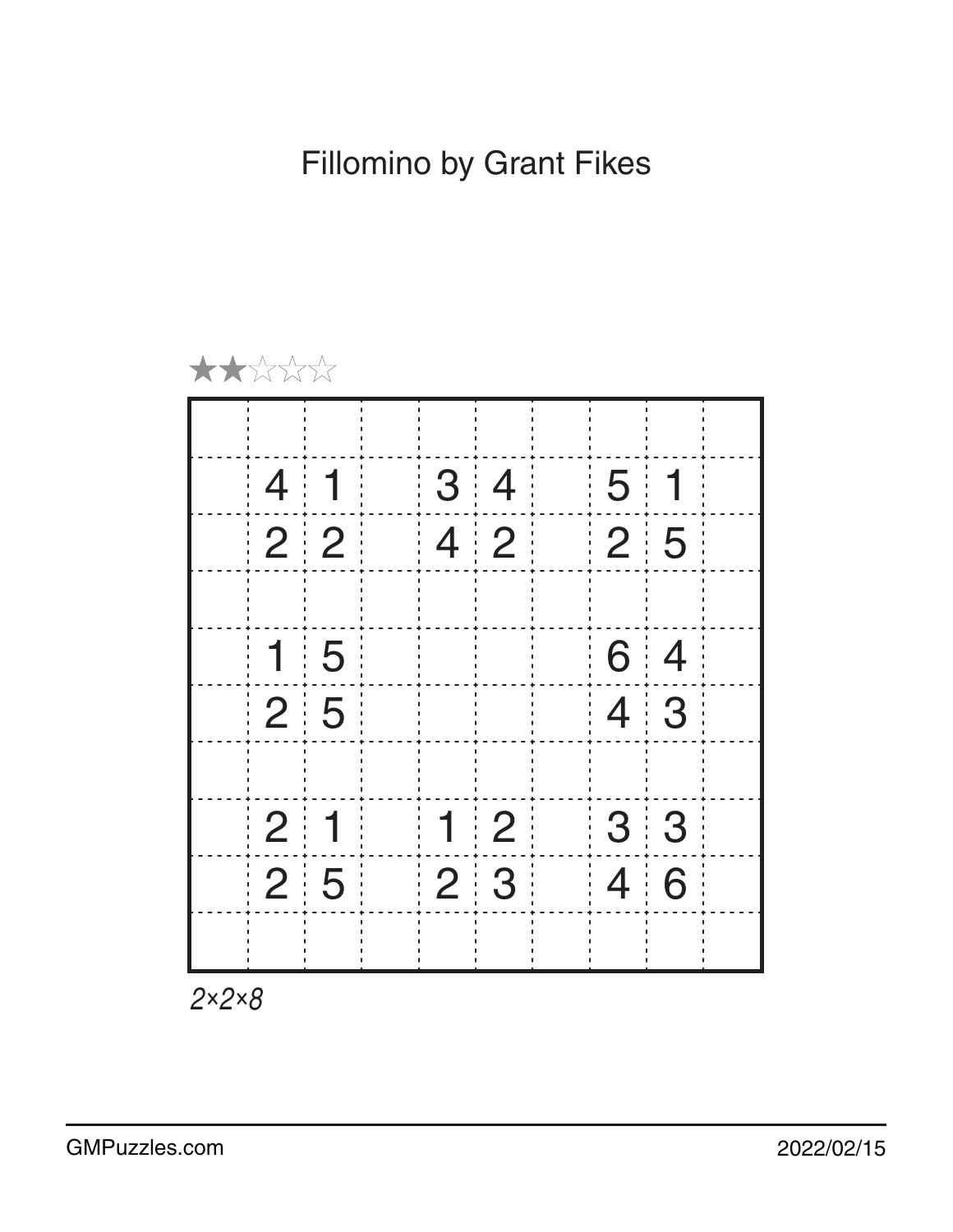# Fillomino by Grant Fikes

★★☆☆☆

| | | | | | | | | | |
|---|---|---|---|---|---|---|---|---|---|
| | | | | | | | | | |
| | 4 | 1 | | 3 | 4 | | 5 | 1 | |
| | 2 | 2 | | 4 | 2 | | 2 | 5 | |
| | | | | | | | | | |
| | 1 | 5 | | | | | 6 | 4 | |
| | 2 | 5 | | | | | 4 | 3 | |
| | | | | | | | | | |
| | 2 | 1 | | 1 | 2 | | 3 | 3 | |
| | 2 | 5 | | 2 | 3 | | 4 | 6 | |
| | | | | | | | | | |

*2×2×8*

GMPuzzles.com 2022/02/15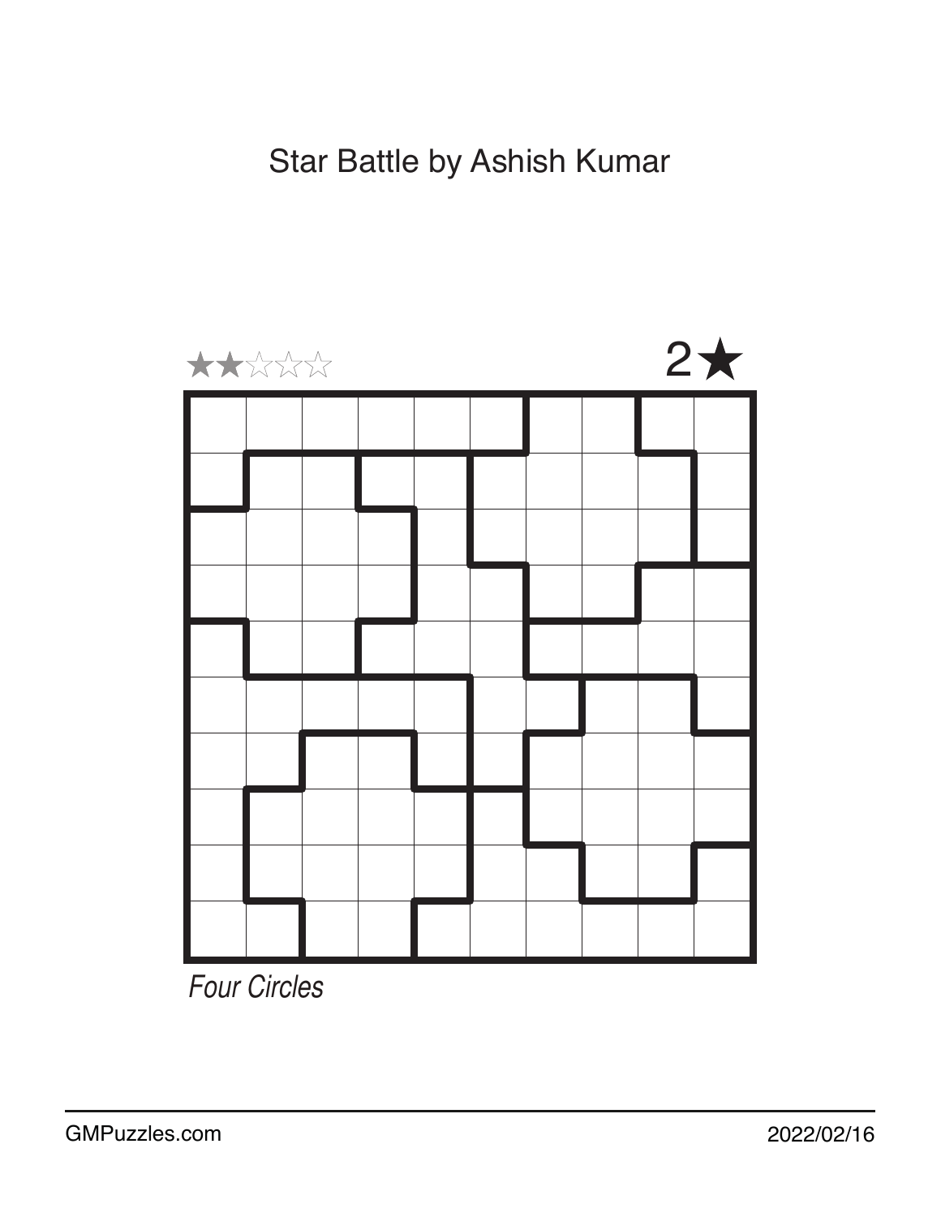# Star Battle by Ashish Kumar

★★☆☆☆ 2★

*Four Circles*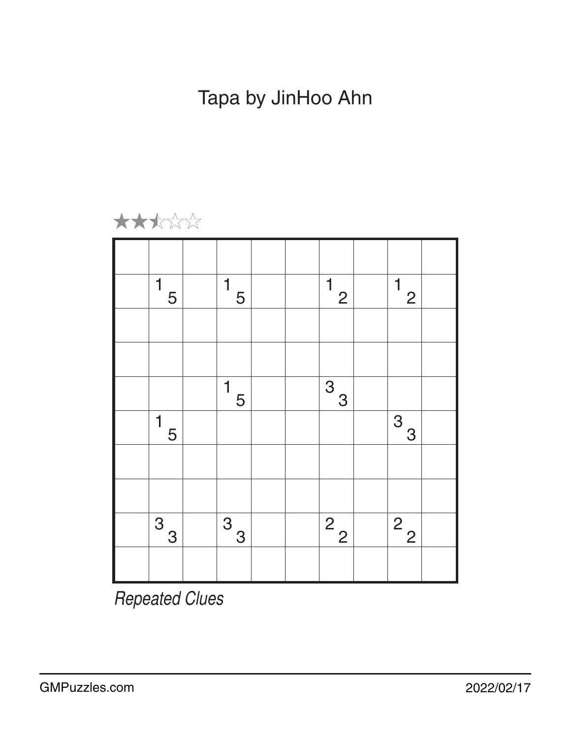# Tapa by JinHoo Ahn

★★½☆☆

| | | | | | | | | | |
|---|---|---|---|---|---|---|---|---|---|
| | | | | | | | | | |
| | 1 5 | | 1 5 | | | 1 2 | | 1 2 | |
| | | | | | | | | | |
| | | | | | | | | | |
| | | | 1 5 | | | 3 3 | | | |
| | 1 5 | | | | | | | 3 3 | |
| | | | | | | | | | |
| | | | | | | | | | |
| | 3 3 | | 3 3 | | | 2 2 | | 2 2 | |
| | | | | | | | | | |

*Repeated Clues*

GMPuzzles.com 2022/02/17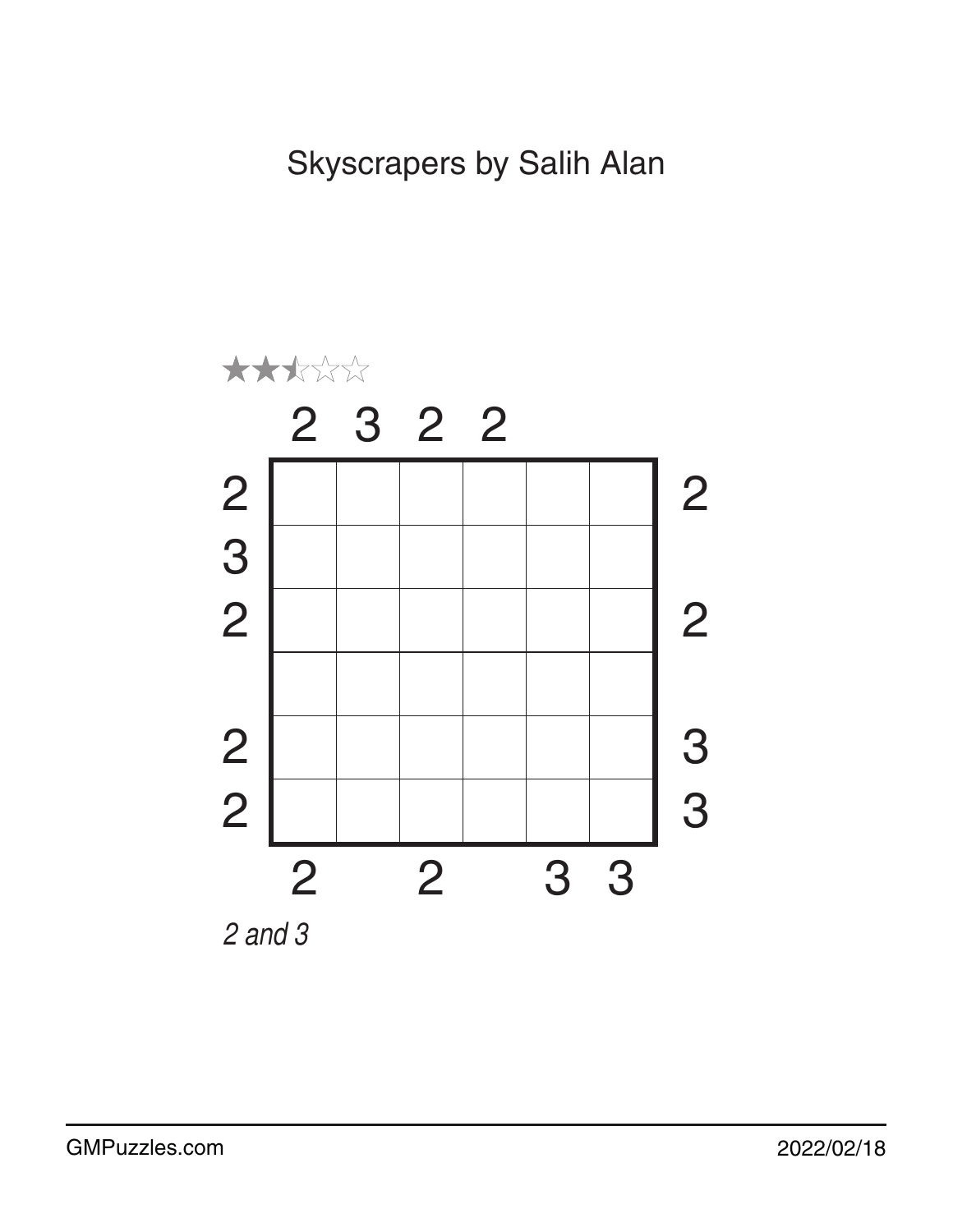# Skyscrapers by Salih Alan

★★½☆☆

|   | 2 | 3 | 2 | 2 |   |   |   |
|---|---|---|---|---|---|---|---|
| 2 |   |   |   |   |   |   | 2 |
| 3 |   |   |   |   |   |   |   |
| 2 |   |   |   |   |   |   | 2 |
|   |   |   |   |   |   |   |   |
| 2 |   |   |   |   |   |   | 3 |
| 2 |   |   |   |   |   |   | 3 |
|   | 2 |   | 2 |   | 3 | 3 |   |

*2 and 3*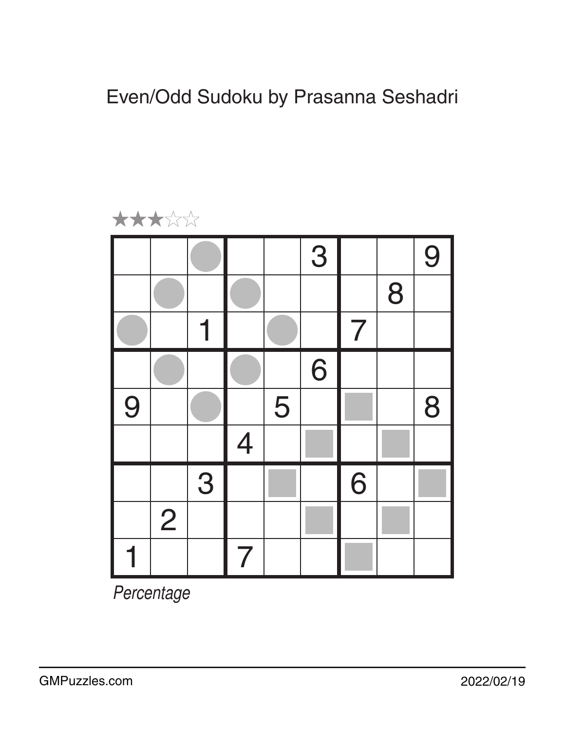Even/Odd Sudoku by Prasanna Seshadri

★★★☆☆

| | | | | | | | | |
|---|---|---|---|---|---|---|---|---|
| | | ● | | | 3 | | | 9 |
| | ● | | ● | | | | 8 | |
| ● | | 1 | | ● | | 7 | | |
| | ● | | ● | | 6 | | | |
| 9 | | ● | | 5 | | ■ | | 8 |
| | | | 4 | | ■ | | ■ | |
| | | 3 | | ■ | | 6 | | ■ |
| | 2 | | | | ■ | | ■ | |
| 1 | | | 7 | | | ■ | | |

*Percentage*